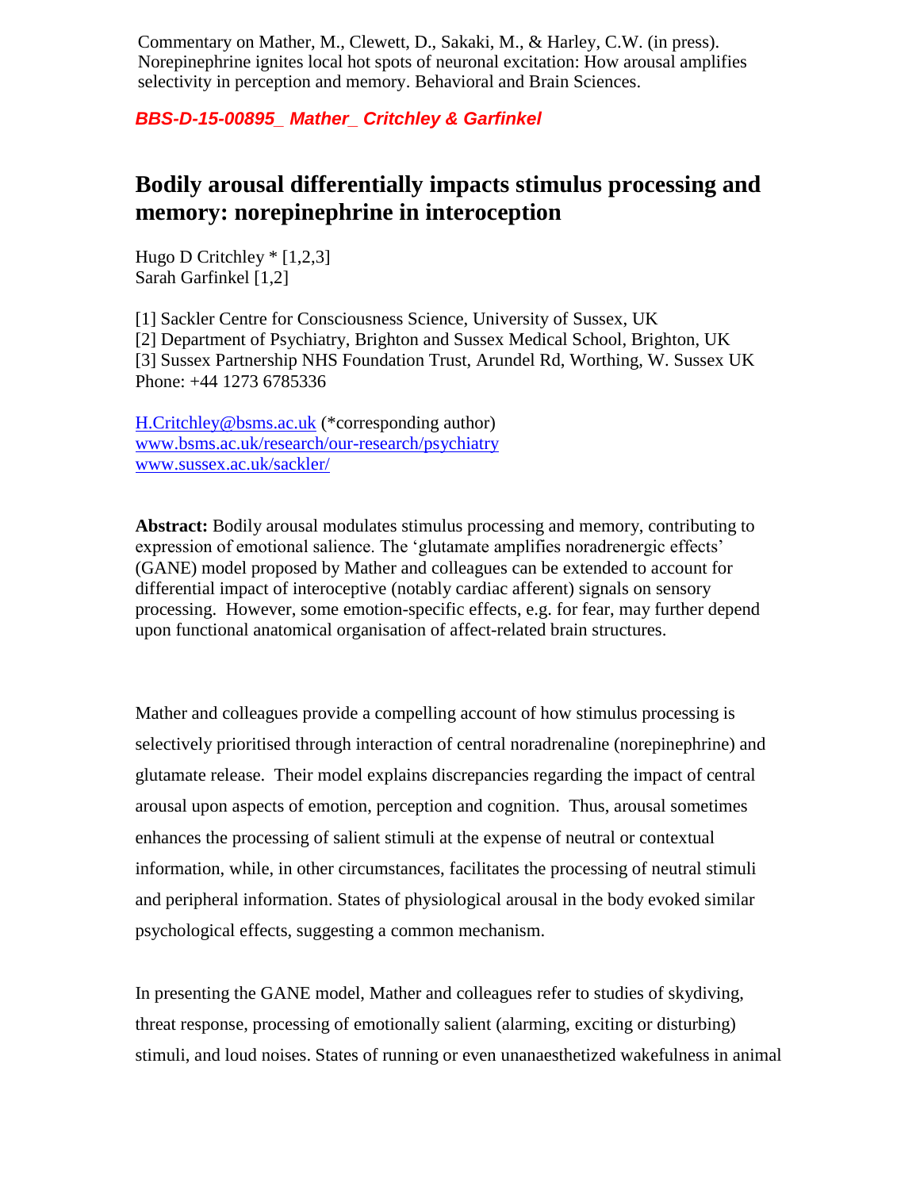Commentary on Mather, M., Clewett, D., Sakaki, M., & Harley, C.W. (in press). Norepinephrine ignites local hot spots of neuronal excitation: How arousal amplifies selectivity in perception and memory. Behavioral and Brain Sciences.

***BBS-D-15-00895_ Mather_ Critchley & Garfinkel***

# Bodily arousal differentially impacts stimulus processing and memory: norepinephrine in interoception

Hugo D Critchley * [1,2,3]
Sarah Garfinkel [1,2]

[1] Sackler Centre for Consciousness Science, University of Sussex, UK
[2] Department of Psychiatry, Brighton and Sussex Medical School, Brighton, UK
[3] Sussex Partnership NHS Foundation Trust, Arundel Rd, Worthing, W. Sussex UK
Phone: +44 1273 6785336

H.Critchley@bsms.ac.uk (*corresponding author)
www.bsms.ac.uk/research/our-research/psychiatry
www.sussex.ac.uk/sackler/

**Abstract:** Bodily arousal modulates stimulus processing and memory, contributing to expression of emotional salience. The 'glutamate amplifies noradrenergic effects' (GANE) model proposed by Mather and colleagues can be extended to account for differential impact of interoceptive (notably cardiac afferent) signals on sensory processing. However, some emotion-specific effects, e.g. for fear, may further depend upon functional anatomical organisation of affect-related brain structures.

Mather and colleagues provide a compelling account of how stimulus processing is selectively prioritised through interaction of central noradrenaline (norepinephrine) and glutamate release. Their model explains discrepancies regarding the impact of central arousal upon aspects of emotion, perception and cognition. Thus, arousal sometimes enhances the processing of salient stimuli at the expense of neutral or contextual information, while, in other circumstances, facilitates the processing of neutral stimuli and peripheral information. States of physiological arousal in the body evoked similar psychological effects, suggesting a common mechanism.

In presenting the GANE model, Mather and colleagues refer to studies of skydiving, threat response, processing of emotionally salient (alarming, exciting or disturbing) stimuli, and loud noises. States of running or even unanaesthetized wakefulness in animal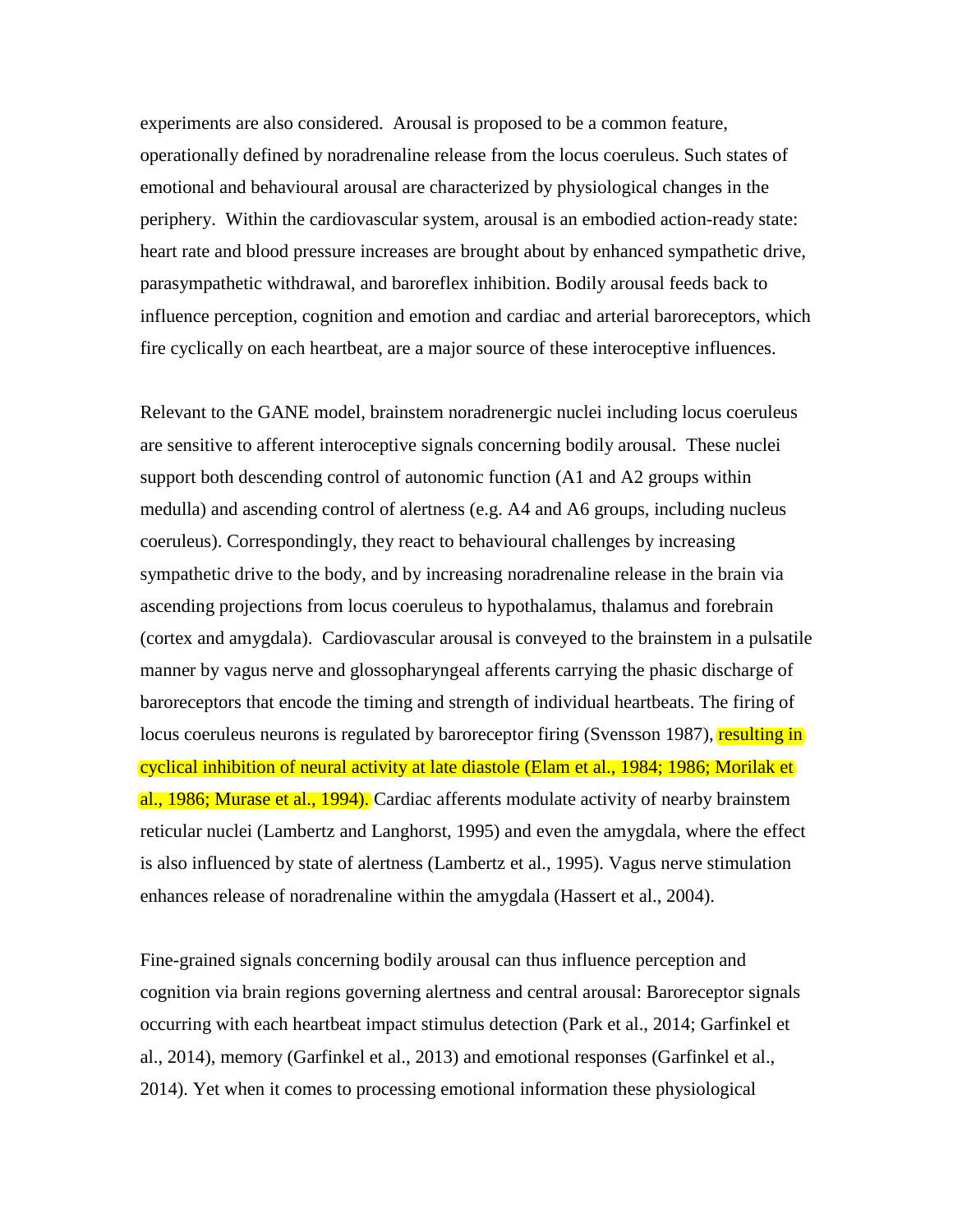experiments are also considered. Arousal is proposed to be a common feature, operationally defined by noradrenaline release from the locus coeruleus. Such states of emotional and behavioural arousal are characterized by physiological changes in the periphery. Within the cardiovascular system, arousal is an embodied action-ready state: heart rate and blood pressure increases are brought about by enhanced sympathetic drive, parasympathetic withdrawal, and baroreflex inhibition. Bodily arousal feeds back to influence perception, cognition and emotion and cardiac and arterial baroreceptors, which fire cyclically on each heartbeat, are a major source of these interoceptive influences.

Relevant to the GANE model, brainstem noradrenergic nuclei including locus coeruleus are sensitive to afferent interoceptive signals concerning bodily arousal. These nuclei support both descending control of autonomic function (A1 and A2 groups within medulla) and ascending control of alertness (e.g. A4 and A6 groups, including nucleus coeruleus). Correspondingly, they react to behavioural challenges by increasing sympathetic drive to the body, and by increasing noradrenaline release in the brain via ascending projections from locus coeruleus to hypothalamus, thalamus and forebrain (cortex and amygdala). Cardiovascular arousal is conveyed to the brainstem in a pulsatile manner by vagus nerve and glossopharyngeal afferents carrying the phasic discharge of baroreceptors that encode the timing and strength of individual heartbeats. The firing of locus coeruleus neurons is regulated by baroreceptor firing (Svensson 1987), resulting in cyclical inhibition of neural activity at late diastole (Elam et al., 1984; 1986; Morilak et al., 1986; Murase et al., 1994). Cardiac afferents modulate activity of nearby brainstem reticular nuclei (Lambertz and Langhorst, 1995) and even the amygdala, where the effect is also influenced by state of alertness (Lambertz et al., 1995). Vagus nerve stimulation enhances release of noradrenaline within the amygdala (Hassert et al., 2004).

Fine-grained signals concerning bodily arousal can thus influence perception and cognition via brain regions governing alertness and central arousal: Baroreceptor signals occurring with each heartbeat impact stimulus detection (Park et al., 2014; Garfinkel et al., 2014), memory (Garfinkel et al., 2013) and emotional responses (Garfinkel et al., 2014). Yet when it comes to processing emotional information these physiological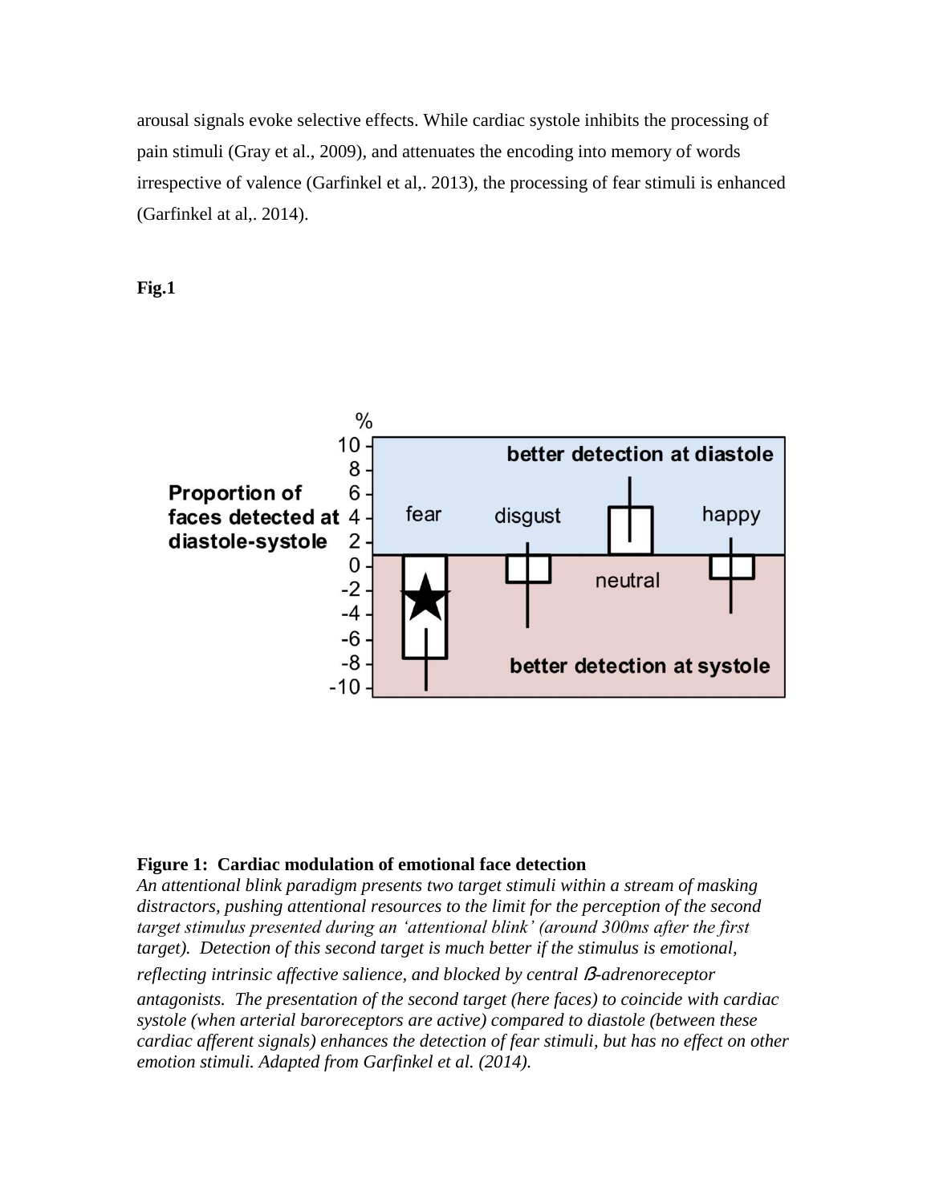arousal signals evoke selective effects. While cardiac systole inhibits the processing of pain stimuli (Gray et al., 2009), and attenuates the encoding into memory of words irrespective of valence (Garfinkel et al,. 2013), the processing of fear stimuli is enhanced (Garfinkel at al,. 2014).

**Fig.1**

**Figure 1: Cardiac modulation of emotional face detection**
*An attentional blink paradigm presents two target stimuli within a stream of masking distractors, pushing attentional resources to the limit for the perception of the second target stimulus presented during an 'attentional blink' (around 300ms after the first target). Detection of this second target is much better if the stimulus is emotional, reflecting intrinsic affective salience, and blocked by central ß-adrenoreceptor antagonists. The presentation of the second target (here faces) to coincide with cardiac systole (when arterial baroreceptors are active) compared to diastole (between these cardiac afferent signals) enhances the detection of fear stimuli, but has no effect on other emotion stimuli. Adapted from Garfinkel et al. (2014).*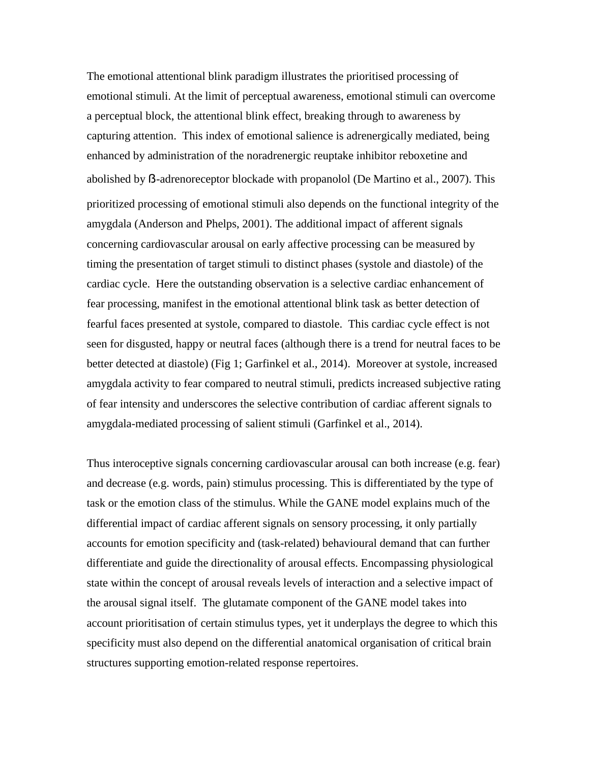The emotional attentional blink paradigm illustrates the prioritised processing of emotional stimuli. At the limit of perceptual awareness, emotional stimuli can overcome a perceptual block, the attentional blink effect, breaking through to awareness by capturing attention. This index of emotional salience is adrenergically mediated, being enhanced by administration of the noradrenergic reuptake inhibitor reboxetine and abolished by ß-adrenoreceptor blockade with propanolol (De Martino et al., 2007). This prioritized processing of emotional stimuli also depends on the functional integrity of the amygdala (Anderson and Phelps, 2001). The additional impact of afferent signals concerning cardiovascular arousal on early affective processing can be measured by timing the presentation of target stimuli to distinct phases (systole and diastole) of the cardiac cycle. Here the outstanding observation is a selective cardiac enhancement of fear processing, manifest in the emotional attentional blink task as better detection of fearful faces presented at systole, compared to diastole. This cardiac cycle effect is not seen for disgusted, happy or neutral faces (although there is a trend for neutral faces to be better detected at diastole) (Fig 1; Garfinkel et al., 2014). Moreover at systole, increased amygdala activity to fear compared to neutral stimuli, predicts increased subjective rating of fear intensity and underscores the selective contribution of cardiac afferent signals to amygdala-mediated processing of salient stimuli (Garfinkel et al., 2014).

Thus interoceptive signals concerning cardiovascular arousal can both increase (e.g. fear) and decrease (e.g. words, pain) stimulus processing. This is differentiated by the type of task or the emotion class of the stimulus. While the GANE model explains much of the differential impact of cardiac afferent signals on sensory processing, it only partially accounts for emotion specificity and (task-related) behavioural demand that can further differentiate and guide the directionality of arousal effects. Encompassing physiological state within the concept of arousal reveals levels of interaction and a selective impact of the arousal signal itself. The glutamate component of the GANE model takes into account prioritisation of certain stimulus types, yet it underplays the degree to which this specificity must also depend on the differential anatomical organisation of critical brain structures supporting emotion-related response repertoires.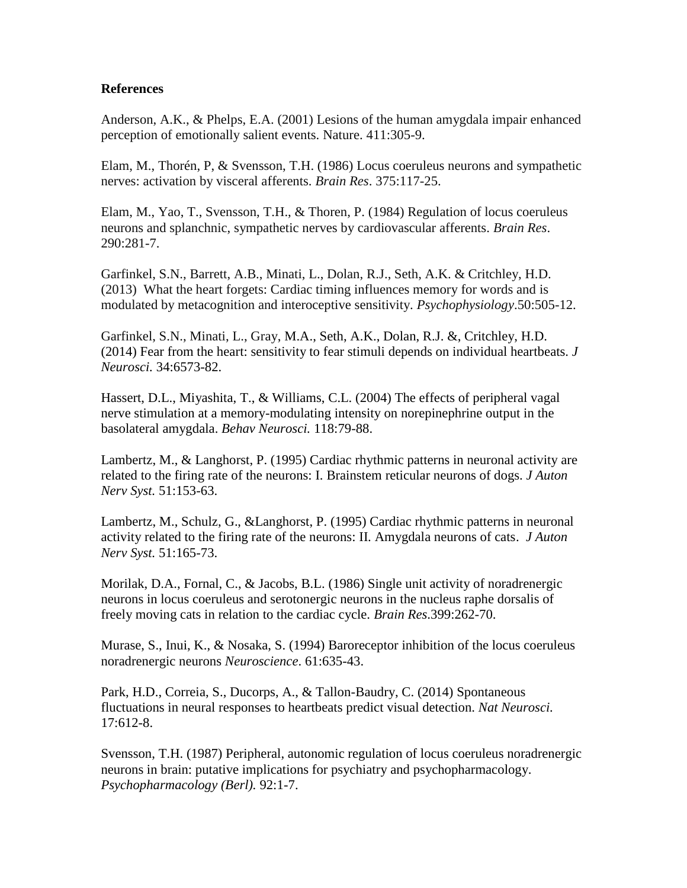**References**

Anderson, A.K., & Phelps, E.A. (2001) Lesions of the human amygdala impair enhanced perception of emotionally salient events. Nature. 411:305-9.

Elam, M., Thorén, P, & Svensson, T.H. (1986) Locus coeruleus neurons and sympathetic nerves: activation by visceral afferents. *Brain Res*. 375:117-25.

Elam, M., Yao, T., Svensson, T.H., & Thoren, P. (1984) Regulation of locus coeruleus neurons and splanchnic, sympathetic nerves by cardiovascular afferents. *Brain Res*. 290:281-7.

Garfinkel, S.N., Barrett, A.B., Minati, L., Dolan, R.J., Seth, A.K. & Critchley, H.D. (2013) What the heart forgets: Cardiac timing influences memory for words and is modulated by metacognition and interoceptive sensitivity. *Psychophysiology*.50:505-12.

Garfinkel, S.N., Minati, L., Gray, M.A., Seth, A.K., Dolan, R.J. &, Critchley, H.D. (2014) Fear from the heart: sensitivity to fear stimuli depends on individual heartbeats. *J Neurosci.* 34:6573-82.

Hassert, D.L., Miyashita, T., & Williams, C.L. (2004) The effects of peripheral vagal nerve stimulation at a memory-modulating intensity on norepinephrine output in the basolateral amygdala. *Behav Neurosci.* 118:79-88.

Lambertz, M., & Langhorst, P. (1995) Cardiac rhythmic patterns in neuronal activity are related to the firing rate of the neurons: I. Brainstem reticular neurons of dogs. *J Auton Nerv Syst.* 51:153-63.

Lambertz, M., Schulz, G., &Langhorst, P. (1995) Cardiac rhythmic patterns in neuronal activity related to the firing rate of the neurons: II. Amygdala neurons of cats. *J Auton Nerv Syst.* 51:165-73.

Morilak, D.A., Fornal, C., & Jacobs, B.L. (1986) Single unit activity of noradrenergic neurons in locus coeruleus and serotonergic neurons in the nucleus raphe dorsalis of freely moving cats in relation to the cardiac cycle. *Brain Res*.399:262-70.

Murase, S., Inui, K., & Nosaka, S. (1994) Baroreceptor inhibition of the locus coeruleus noradrenergic neurons *Neuroscience*. 61:635-43.

Park, H.D., Correia, S., Ducorps, A., & Tallon-Baudry, C. (2014) Spontaneous fluctuations in neural responses to heartbeats predict visual detection. *Nat Neurosci.* 17:612-8.

Svensson, T.H. (1987) Peripheral, autonomic regulation of locus coeruleus noradrenergic neurons in brain: putative implications for psychiatry and psychopharmacology. *Psychopharmacology (Berl).* 92:1-7.